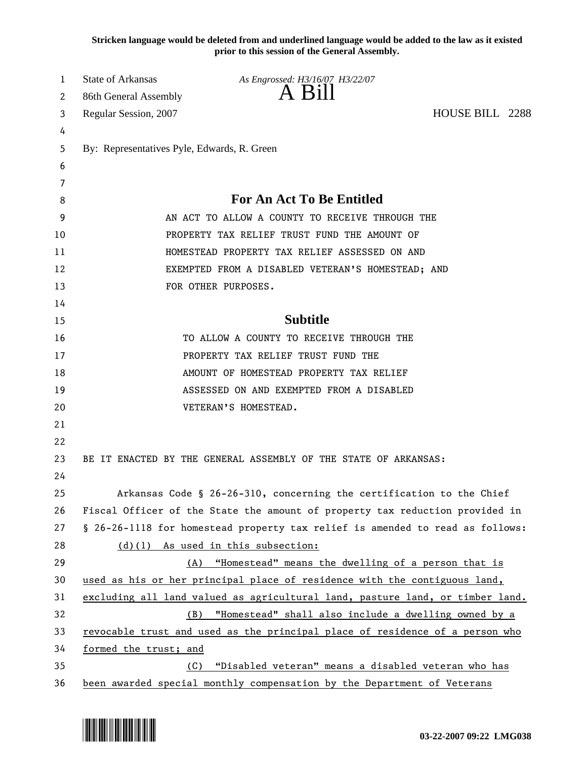**Stricken language would be deleted from and underlined language would be added to the law as it existed prior to this session of the General Assembly.**

State of Arkansas
86th General Assembly
Regular Session, 2007

*As Engrossed: H3/16/07 H3/22/07*

# A Bill

HOUSE BILL 2288

By: Representatives Pyle, Edwards, R. Green

## For An Act To Be Entitled

AN ACT TO ALLOW A COUNTY TO RECEIVE THROUGH THE PROPERTY TAX RELIEF TRUST FUND THE AMOUNT OF HOMESTEAD PROPERTY TAX RELIEF ASSESSED ON AND EXEMPTED FROM A DISABLED VETERAN'S HOMESTEAD; AND FOR OTHER PURPOSES.

## Subtitle

TO ALLOW A COUNTY TO RECEIVE THROUGH THE PROPERTY TAX RELIEF TRUST FUND THE AMOUNT OF HOMESTEAD PROPERTY TAX RELIEF ASSESSED ON AND EXEMPTED FROM A DISABLED VETERAN'S HOMESTEAD.

BE IT ENACTED BY THE GENERAL ASSEMBLY OF THE STATE OF ARKANSAS:

Arkansas Code § 26-26-310, concerning the certification to the Chief Fiscal Officer of the State the amount of property tax reduction provided in § 26-26-1118 for homestead property tax relief is amended to read as follows:

(d)(1) As used in this subsection:

(A) "Homestead" means the dwelling of a person that is used as his or her principal place of residence with the contiguous land, excluding all land valued as agricultural land, pasture land, or timber land.

(B) "Homestead" shall also include a dwelling owned by a revocable trust and used as the principal place of residence of a person who formed the trust; and

(C) "Disabled veteran" means a disabled veteran who has been awarded special monthly compensation by the Department of Veterans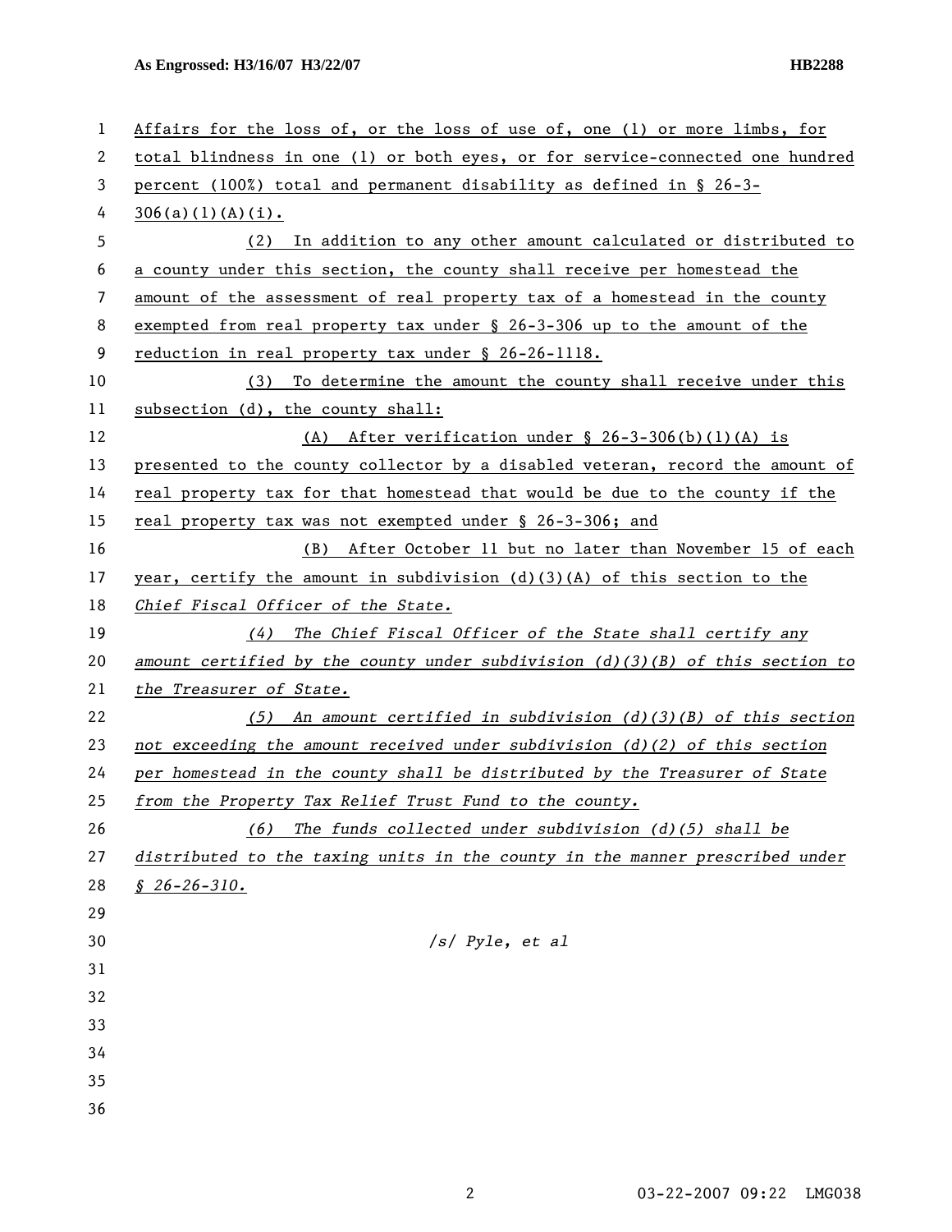Affairs for the loss of, or the loss of use of, one (1) or more limbs, for total blindness in one (1) or both eyes, or for service-connected one hundred percent (100%) total and permanent disability as defined in § 26-3-306(a)(1)(A)(i).

(2) In addition to any other amount calculated or distributed to a county under this section, the county shall receive per homestead the amount of the assessment of real property tax of a homestead in the county exempted from real property tax under § 26-3-306 up to the amount of the reduction in real property tax under § 26-26-1118.

(3) To determine the amount the county shall receive under this subsection (d), the county shall:

(A) After verification under § 26-3-306(b)(1)(A) is presented to the county collector by a disabled veteran, record the amount of real property tax for that homestead that would be due to the county if the real property tax was not exempted under § 26-3-306; and

(B) After October 11 but no later than November 15 of each year, certify the amount in subdivision (d)(3)(A) of this section to the *Chief Fiscal Officer of the State.*

*(4) The Chief Fiscal Officer of the State shall certify any amount certified by the county under subdivision (d)(3)(B) of this section to the Treasurer of State.*

*(5) An amount certified in subdivision (d)(3)(B) of this section not exceeding the amount received under subdivision (d)(2) of this section per homestead in the county shall be distributed by the Treasurer of State from the Property Tax Relief Trust Fund to the county.*

*(6) The funds collected under subdivision (d)(5) shall be distributed to the taxing units in the county in the manner prescribed under § 26-26-310.*

*/s/ Pyle, et al*